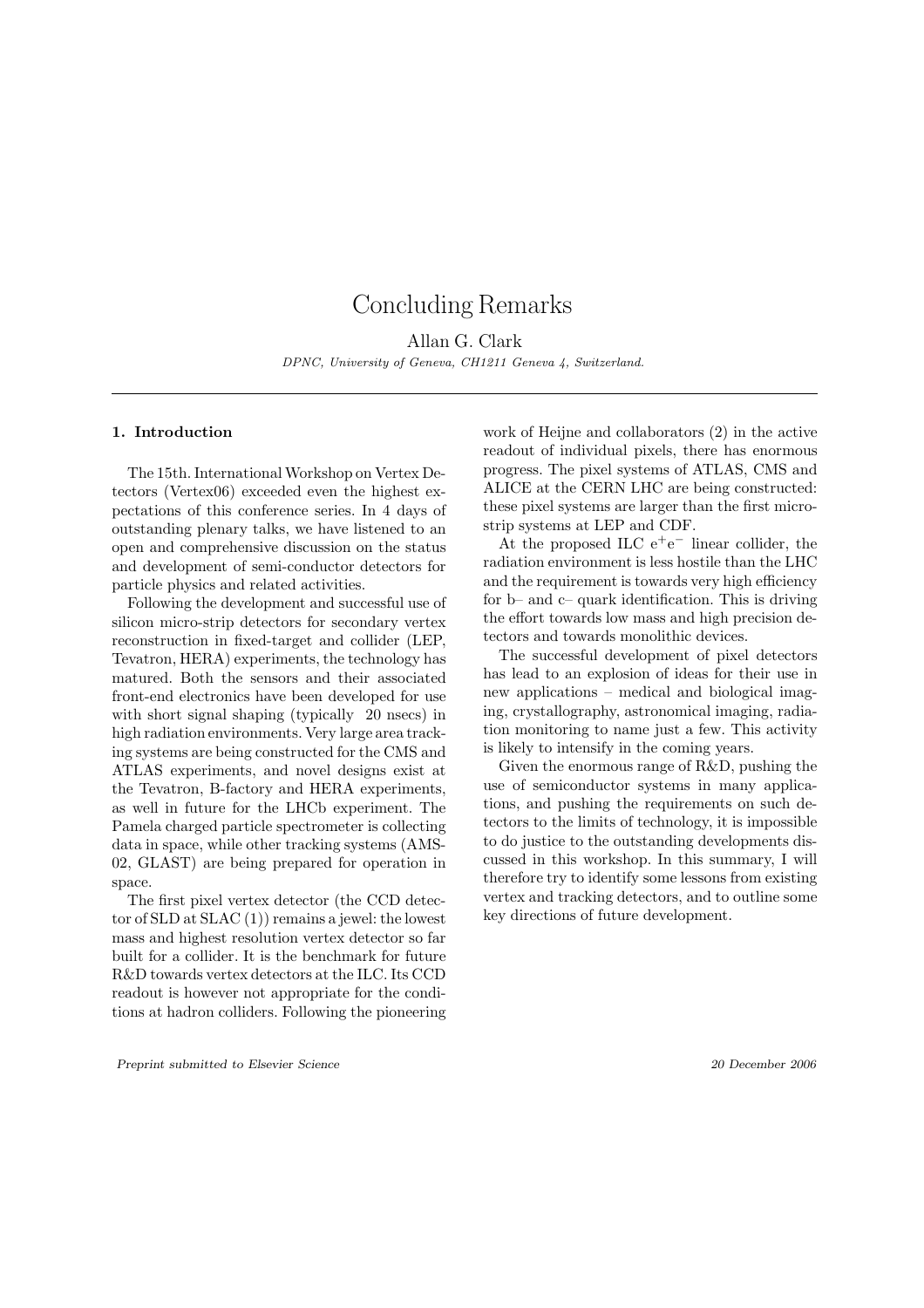# Concluding Remarks

Allan G. Clark

*DPNC, University of Geneva, CH1211 Geneva 4, Switzerland.*

---

## 1. Introduction

The 15th. International Workshop on Vertex Detectors (Vertex06) exceeded even the highest expectations of this conference series. In 4 days of outstanding plenary talks, we have listened to an open and comprehensive discussion on the status and development of semi-conductor detectors for particle physics and related activities.

Following the development and successful use of silicon micro-strip detectors for secondary vertex reconstruction in fixed-target and collider (LEP, Tevatron, HERA) experiments, the technology has matured. Both the sensors and their associated front-end electronics have been developed for use with short signal shaping (typically 20 nsecs) in high radiation environments. Very large area tracking systems are being constructed for the CMS and ATLAS experiments, and novel designs exist at the Tevatron, B-factory and HERA experiments, as well in future for the LHCb experiment. The Pamela charged particle spectrometer is collecting data in space, while other tracking systems (AMS-02, GLAST) are being prepared for operation in space.

The first pixel vertex detector (the CCD detector of SLD at SLAC (1)) remains a jewel: the lowest mass and highest resolution vertex detector so far built for a collider. It is the benchmark for future R&D towards vertex detectors at the ILC. Its CCD readout is however not appropriate for the conditions at hadron colliders. Following the pioneering work of Heijne and collaborators (2) in the active readout of individual pixels, there has enormous progress. The pixel systems of ATLAS, CMS and ALICE at the CERN LHC are being constructed: these pixel systems are larger than the first micro-strip systems at LEP and CDF.

At the proposed ILC $e^+e^-$ linear collider, the radiation environment is less hostile than the LHC and the requirement is towards very high efficiency for b– and c– quark identification. This is driving the effort towards low mass and high precision detectors and towards monolithic devices.

The successful development of pixel detectors has lead to an explosion of ideas for their use in new applications – medical and biological imaging, crystallography, astronomical imaging, radiation monitoring to name just a few. This activity is likely to intensify in the coming years.

Given the enormous range of R&D, pushing the use of semiconductor systems in many applications, and pushing the requirements on such detectors to the limits of technology, it is impossible to do justice to the outstanding developments discussed in this workshop. In this summary, I will therefore try to identify some lessons from existing vertex and tracking detectors, and to outline some key directions of future development.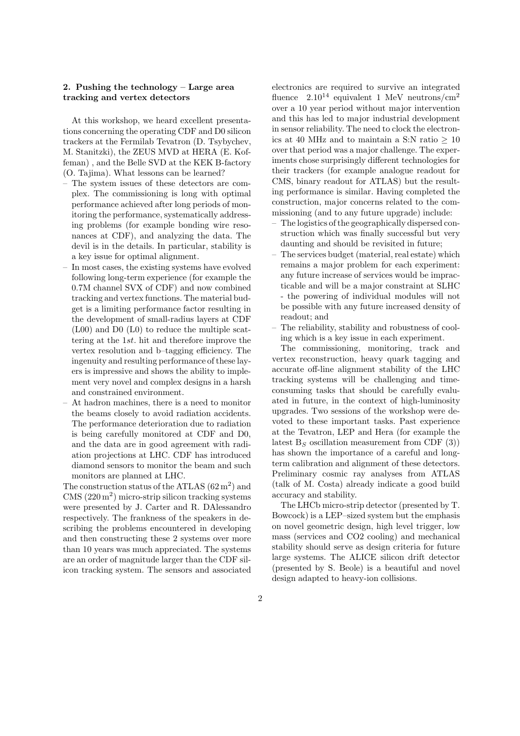## 2. Pushing the technology – Large area tracking and vertex detectors

At this workshop, we heard excellent presentations concerning the operating CDF and D0 silicon trackers at the Fermilab Tevatron (D. Tsybychev, M. Stanitzki), the ZEUS MVD at HERA (E. Koffeman) , and the Belle SVD at the KEK B-factory (O. Tajima). What lessons can be learned?

- The system issues of these detectors are complex. The commissioning is long with optimal performance achieved after long periods of monitoring the performance, systematically addressing problems (for example bonding wire resonances at CDF), and analyzing the data. The devil is in the details. In particular, stability is a key issue for optimal alignment.
- In most cases, the existing systems have evolved following long-term experience (for example the 0.7M channel SVX of CDF) and now combined tracking and vertex functions. The material budget is a limiting performance factor resulting in the development of small-radius layers at CDF (L00) and D0 (L0) to reduce the multiple scattering at the 1*st*. hit and therefore improve the vertex resolution and b–tagging efficiency. The ingenuity and resulting performance of these layers is impressive and shows the ability to implement very novel and complex designs in a harsh and constrained environment.
- At hadron machines, there is a need to monitor the beams closely to avoid radiation accidents. The performance deterioration due to radiation is being carefully monitored at CDF and D0, and the data are in good agreement with radiation projections at LHC. CDF has introduced diamond sensors to monitor the beam and such monitors are planned at LHC.

The construction status of the ATLAS ($62\,\mathrm{m}^2$) and CMS ($220\,\mathrm{m}^2$) micro-strip silicon tracking systems were presented by J. Carter and R. DAlessandro respectively. The frankness of the speakers in describing the problems encountered in developing and then constructing these 2 systems over more than 10 years was much appreciated. The systems are an order of magnitude larger than the CDF silicon tracking system. The sensors and associated electronics are required to survive an integrated fluence $2.10^{14}$ equivalent 1 MeV neutrons/cm$^2$ over a 10 year period without major intervention and this has led to major industrial development in sensor reliability. The need to clock the electronics at 40 MHz and to maintain a S:N ratio $\geq 10$ over that period was a major challenge. The experiments chose surprisingly different technologies for their trackers (for example analogue readout for CMS, binary readout for ATLAS) but the resulting performance is similar. Having completed the construction, major concerns related to the commissioning (and to any future upgrade) include:

- The logistics of the geographically dispersed construction which was finally successful but very daunting and should be revisited in future;
- The services budget (material, real estate) which remains a major problem for each experiment: any future increase of services would be impracticable and will be a major constraint at SLHC - the powering of individual modules will not be possible with any future increased density of readout; and
- The reliability, stability and robustness of cooling which is a key issue in each experiment.

The commissioning, monitoring, track and vertex reconstruction, heavy quark tagging and accurate off-line alignment stability of the LHC tracking systems will be challenging and time-consuming tasks that should be carefully evaluated in future, in the context of high-luminosity upgrades. Two sessions of the workshop were devoted to these important tasks. Past experience at the Tevatron, LEP and Hera (for example the latest $B_S$ oscillation measurement from CDF (3)) has shown the importance of a careful and long-term calibration and alignment of these detectors. Preliminary cosmic ray analyses from ATLAS (talk of M. Costa) already indicate a good build accuracy and stability.

The LHCb micro-strip detector (presented by T. Bowcock) is a LEP–sized system but the emphasis on novel geometric design, high level trigger, low mass (services and CO2 cooling) and mechanical stability should serve as design criteria for future large systems. The ALICE silicon drift detector (presented by S. Beole) is a beautiful and novel design adapted to heavy-ion collisions.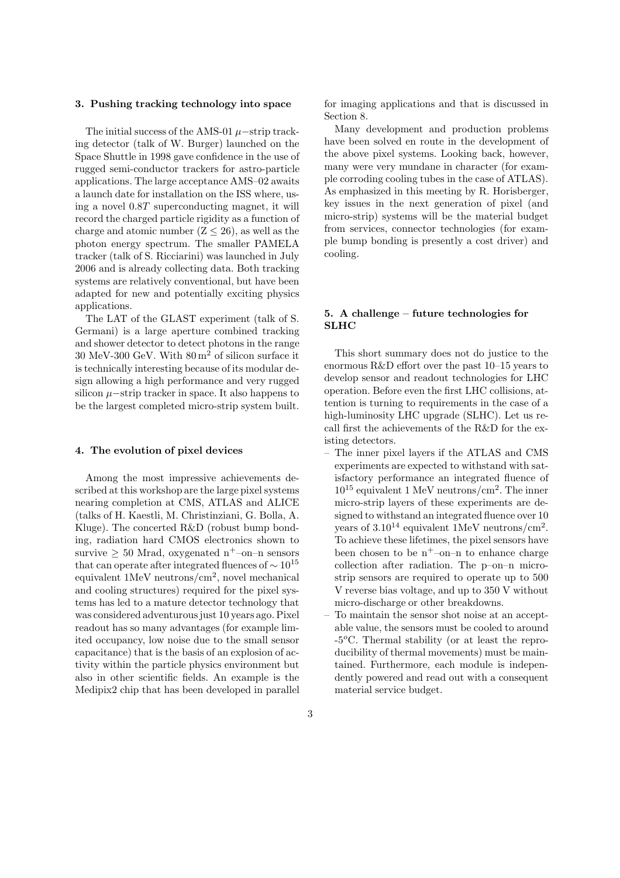## 3. Pushing tracking technology into space

The initial success of the AMS-01 $\mu-$strip tracking detector (talk of W. Burger) launched on the Space Shuttle in 1998 gave confidence in the use of rugged semi-conductor trackers for astro-particle applications. The large acceptance AMS–02 awaits a launch date for installation on the ISS where, using a novel $0.8T$ superconducting magnet, it will record the charged particle rigidity as a function of charge and atomic number ($Z \leq 26$), as well as the photon energy spectrum. The smaller PAMELA tracker (talk of S. Ricciarini) was launched in July 2006 and is already collecting data. Both tracking systems are relatively conventional, but have been adapted for new and potentially exciting physics applications.

The LAT of the GLAST experiment (talk of S. Germani) is a large aperture combined tracking and shower detector to detect photons in the range 30 MeV-300 GeV. With $80\,\mathrm{m}^2$ of silicon surface it is technically interesting because of its modular design allowing a high performance and very rugged silicon $\mu-$strip tracker in space. It also happens to be the largest completed micro-strip system built.

## 4. The evolution of pixel devices

Among the most impressive achievements described at this workshop are the large pixel systems nearing completion at CMS, ATLAS and ALICE (talks of H. Kaestli, M. Christinziani, G. Bolla, A. Kluge). The concerted R&D (robust bump bonding, radiation hard CMOS electronics shown to survive $\geq 50$ Mrad, oxygenated $\mathrm{n}^+$–on–n sensors that can operate after integrated fluences of $\sim 10^{15}$ equivalent 1MeV neutrons/cm$^2$, novel mechanical and cooling structures) required for the pixel systems has led to a mature detector technology that was considered adventurous just 10 years ago. Pixel readout has so many advantages (for example limited occupancy, low noise due to the small sensor capacitance) that is the basis of an explosion of activity within the particle physics environment but also in other scientific fields. An example is the Medipix2 chip that has been developed in parallel for imaging applications and that is discussed in Section 8.

Many development and production problems have been solved en route in the development of the above pixel systems. Looking back, however, many were very mundane in character (for example corroding cooling tubes in the case of ATLAS). As emphasized in this meeting by R. Horisberger, key issues in the next generation of pixel (and micro-strip) systems will be the material budget from services, connector technologies (for example bump bonding is presently a cost driver) and cooling.

## 5. A challenge – future technologies for SLHC

This short summary does not do justice to the enormous R&D effort over the past 10–15 years to develop sensor and readout technologies for LHC operation. Before even the first LHC collisions, attention is turning to requirements in the case of a high-luminosity LHC upgrade (SLHC). Let us recall first the achievements of the R&D for the existing detectors.

- The inner pixel layers if the ATLAS and CMS experiments are expected to withstand with satisfactory performance an integrated fluence of $10^{15}$ equivalent 1 MeV neutrons/cm$^2$. The inner micro-strip layers of these experiments are designed to withstand an integrated fluence over 10 years of $3.10^{14}$ equivalent 1MeV neutrons/cm$^2$. To achieve these lifetimes, the pixel sensors have been chosen to be $\mathrm{n}^+$–on–n to enhance charge collection after radiation. The p–on–n micro-strip sensors are required to operate up to 500 V reverse bias voltage, and up to 350 V without micro-discharge or other breakdowns.
- To maintain the sensor shot noise at an acceptable value, the sensors must be cooled to around -5$^o$C. Thermal stability (or at least the reproducibility of thermal movements) must be maintained. Furthermore, each module is independently powered and read out with a consequent material service budget.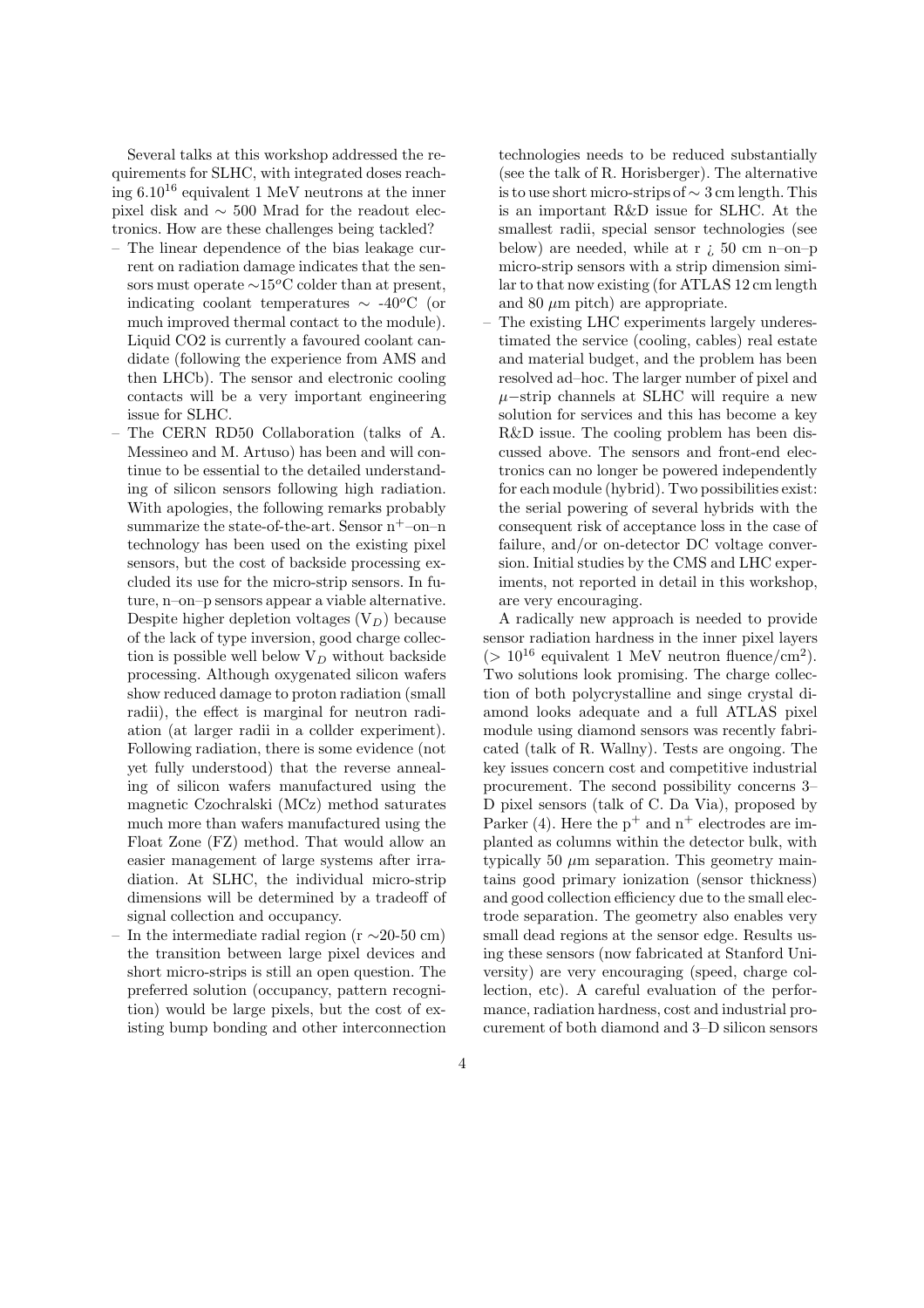Several talks at this workshop addressed the requirements for SLHC, with integrated doses reaching $6.10^{16}$ equivalent 1 MeV neutrons at the inner pixel disk and $\sim$ 500 Mrad for the readout electronics. How are these challenges being tackled?

- The linear dependence of the bias leakage current on radiation damage indicates that the sensors must operate $\sim 15^o$C colder than at present, indicating coolant temperatures $\sim$ -40$^o$C (or much improved thermal contact to the module). Liquid CO2 is currently a favoured coolant candidate (following the experience from AMS and then LHCb). The sensor and electronic cooling contacts will be a very important engineering issue for SLHC.
- The CERN RD50 Collaboration (talks of A. Messineo and M. Artuso) has been and will continue to be essential to the detailed understanding of silicon sensors following high radiation. With apologies, the following remarks probably summarize the state-of-the-art. Sensor $n^+$–on–n technology has been used on the existing pixel sensors, but the cost of backside processing excluded its use for the micro-strip sensors. In future, n–on–p sensors appear a viable alternative. Despite higher depletion voltages ($V_D$) because of the lack of type inversion, good charge collection is possible well below $V_D$ without backside processing. Although oxygenated silicon wafers show reduced damage to proton radiation (small radii), the effect is marginal for neutron radiation (at larger radii in a collder experiment). Following radiation, there is some evidence (not yet fully understood) that the reverse annealing of silicon wafers manufactured using the magnetic Czochralski (MCz) method saturates much more than wafers manufactured using the Float Zone (FZ) method. That would allow an easier management of large systems after irradiation. At SLHC, the individual micro-strip dimensions will be determined by a tradeoff of signal collection and occupancy.
- In the intermediate radial region (r $\sim$20-50 cm) the transition between large pixel devices and short micro-strips is still an open question. The preferred solution (occupancy, pattern recognition) would be large pixels, but the cost of existing bump bonding and other interconnection technologies needs to be reduced substantially (see the talk of R. Horisberger). The alternative is to use short micro-strips of $\sim$ 3 cm length. This is an important R&D issue for SLHC. At the smallest radii, special sensor technologies (see below) are needed, while at r ¿ 50 cm n–on–p micro-strip sensors with a strip dimension similar to that now existing (for ATLAS 12 cm length and 80 $\mu$m pitch) are appropriate.
- The existing LHC experiments largely underestimated the service (cooling, cables) real estate and material budget, and the problem has been resolved ad–hoc. The larger number of pixel and $\mu$–strip channels at SLHC will require a new solution for services and this has become a key R&D issue. The cooling problem has been discussed above. The sensors and front-end electronics can no longer be powered independently for each module (hybrid). Two possibilities exist: the serial powering of several hybrids with the consequent risk of acceptance loss in the case of failure, and/or on-detector DC voltage conversion. Initial studies by the CMS and LHC experiments, not reported in detail in this workshop, are very encouraging.

A radically new approach is needed to provide sensor radiation hardness in the inner pixel layers ($> 10^{16}$ equivalent 1 MeV neutron fluence/cm$^2$). Two solutions look promising. The charge collection of both polycrystalline and singe crystal diamond looks adequate and a full ATLAS pixel module using diamond sensors was recently fabricated (talk of R. Wallny). Tests are ongoing. The key issues concern cost and competitive industrial procurement. The second possibility concerns 3–D pixel sensors (talk of C. Da Via), proposed by Parker (4). Here the $p^+$ and $n^+$ electrodes are implanted as columns within the detector bulk, with typically 50 $\mu$m separation. This geometry maintains good primary ionization (sensor thickness) and good collection efficiency due to the small electrode separation. The geometry also enables very small dead regions at the sensor edge. Results using these sensors (now fabricated at Stanford University) are very encouraging (speed, charge collection, etc). A careful evaluation of the performance, radiation hardness, cost and industrial procurement of both diamond and 3–D silicon sensors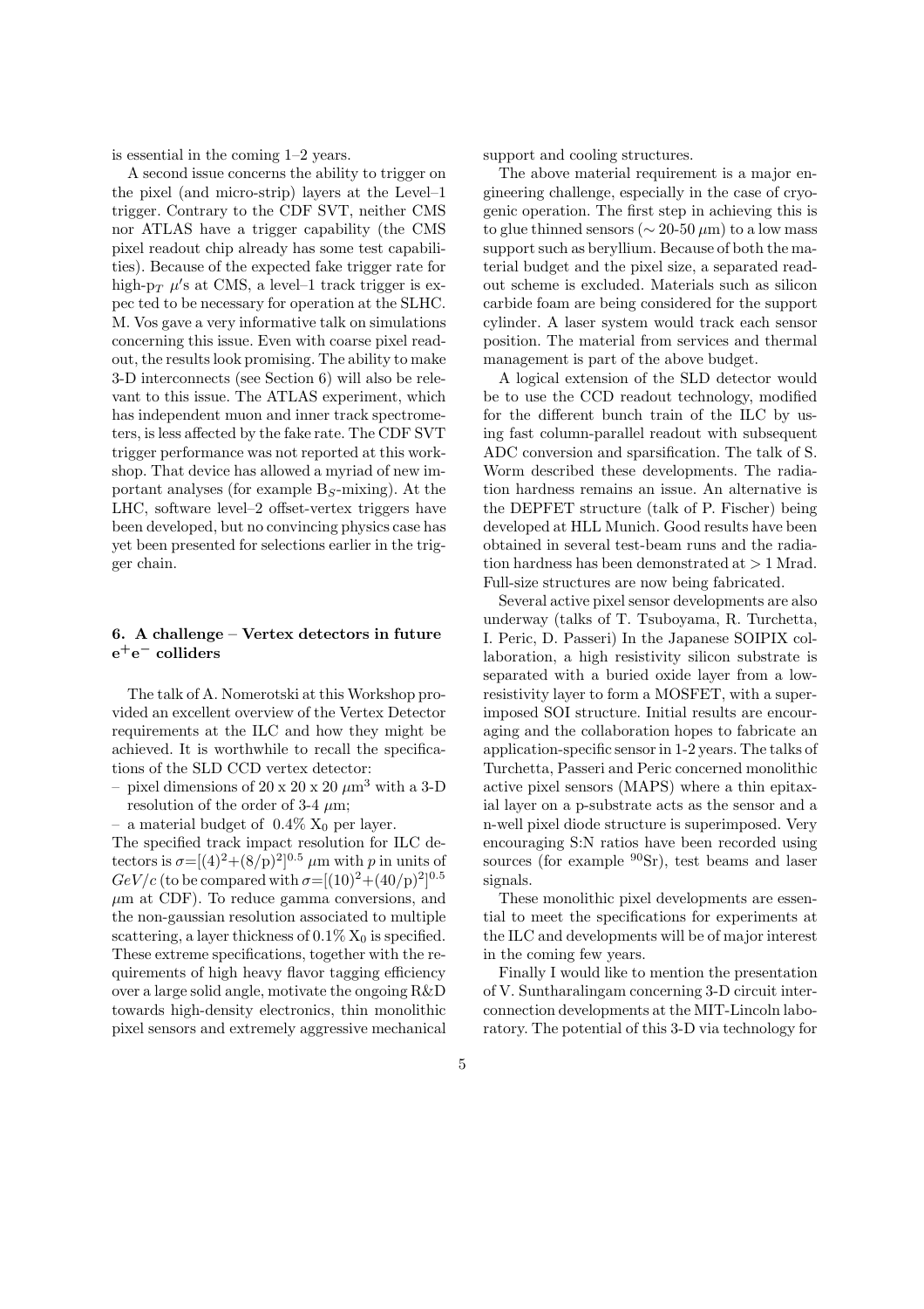is essential in the coming 1–2 years.

A second issue concerns the ability to trigger on the pixel (and micro-strip) layers at the Level–1 trigger. Contrary to the CDF SVT, neither CMS nor ATLAS have a trigger capability (the CMS pixel readout chip already has some test capabilities). Because of the expected fake trigger rate for high-$p_T$ $\mu'$s at CMS, a level–1 track trigger is expec ted to be necessary for operation at the SLHC. M. Vos gave a very informative talk on simulations concerning this issue. Even with coarse pixel readout, the results look promising. The ability to make 3-D interconnects (see Section 6) will also be relevant to this issue. The ATLAS experiment, which has independent muon and inner track spectrometers, is less affected by the fake rate. The CDF SVT trigger performance was not reported at this workshop. That device has allowed a myriad of new important analyses (for example $B_S$-mixing). At the LHC, software level–2 offset-vertex triggers have been developed, but no convincing physics case has yet been presented for selections earlier in the trigger chain.

## 6. A challenge – Vertex detectors in future $e^+e^-$ colliders

The talk of A. Nomerotski at this Workshop provided an excellent overview of the Vertex Detector requirements at the ILC and how they might be achieved. It is worthwhile to recall the specifications of the SLD CCD vertex detector:

– pixel dimensions of 20 x 20 x 20 $\mu$m$^3$ with a 3-D resolution of the order of 3-4 $\mu$m;

– a material budget of 0.4% $X_0$ per layer.

The specified track impact resolution for ILC detectors is $\sigma=[(4)^2+(8/p)^2]^{0.5}$ $\mu$m with $p$ in units of $GeV/c$ (to be compared with $\sigma=[(10)^2+(40/p)^2]^{0.5}$ $\mu$m at CDF). To reduce gamma conversions, and the non-gaussian resolution associated to multiple scattering, a layer thickness of 0.1% $X_0$ is specified. These extreme specifications, together with the requirements of high heavy flavor tagging efficiency over a large solid angle, motivate the ongoing R&D towards high-density electronics, thin monolithic pixel sensors and extremely aggressive mechanical support and cooling structures.

The above material requirement is a major engineering challenge, especially in the case of cryogenic operation. The first step in achieving this is to glue thinned sensors ($\sim$ 20-50 $\mu$m) to a low mass support such as beryllium. Because of both the material budget and the pixel size, a separated readout scheme is excluded. Materials such as silicon carbide foam are being considered for the support cylinder. A laser system would track each sensor position. The material from services and thermal management is part of the above budget.

A logical extension of the SLD detector would be to use the CCD readout technology, modified for the different bunch train of the ILC by using fast column-parallel readout with subsequent ADC conversion and sparsification. The talk of S. Worm described these developments. The radiation hardness remains an issue. An alternative is the DEPFET structure (talk of P. Fischer) being developed at HLL Munich. Good results have been obtained in several test-beam runs and the radiation hardness has been demonstrated at $> 1$ Mrad. Full-size structures are now being fabricated.

Several active pixel sensor developments are also underway (talks of T. Tsuboyama, R. Turchetta, I. Peric, D. Passeri) In the Japanese SOIPIX collaboration, a high resistivity silicon substrate is separated with a buried oxide layer from a low-resistivity layer to form a MOSFET, with a superimposed SOI structure. Initial results are encouraging and the collaboration hopes to fabricate an application-specific sensor in 1-2 years. The talks of Turchetta, Passeri and Peric concerned monolithic active pixel sensors (MAPS) where a thin epitaxial layer on a p-substrate acts as the sensor and a n-well pixel diode structure is superimposed. Very encouraging S:N ratios have been recorded using sources (for example $^{90}$Sr), test beams and laser signals.

These monolithic pixel developments are essential to meet the specifications for experiments at the ILC and developments will be of major interest in the coming few years.

Finally I would like to mention the presentation of V. Suntharalingam concerning 3-D circuit interconnection developments at the MIT-Lincoln laboratory. The potential of this 3-D via technology for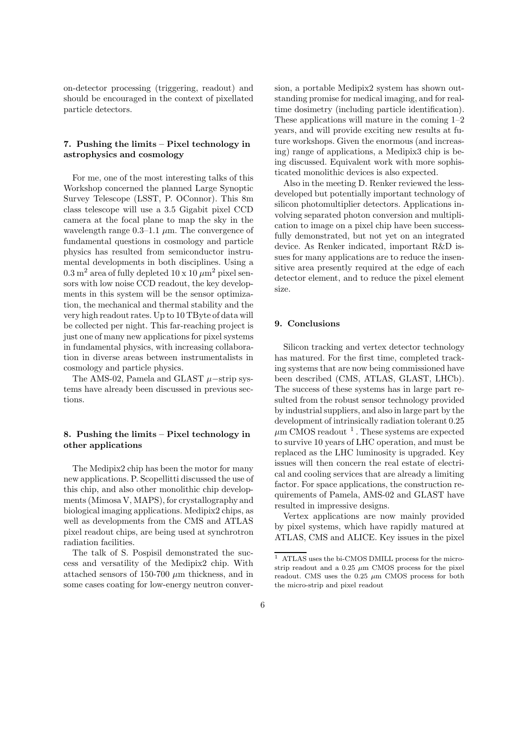on-detector processing (triggering, readout) and should be encouraged in the context of pixellated particle detectors.

## 7. Pushing the limits – Pixel technology in astrophysics and cosmology

For me, one of the most interesting talks of this Workshop concerned the planned Large Synoptic Survey Telescope (LSST, P. OConnor). This 8m class telescope will use a 3.5 Gigabit pixel CCD camera at the focal plane to map the sky in the wavelength range 0.3–1.1 $\mu$m. The convergence of fundamental questions in cosmology and particle physics has resulted from semiconductor instrumental developments in both disciplines. Using a 0.3 $\mathrm{m}^2$ area of fully depleted 10 x 10 $\mu\mathrm{m}^2$ pixel sensors with low noise CCD readout, the key developments in this system will be the sensor optimization, the mechanical and thermal stability and the very high readout rates. Up to 10 TByte of data will be collected per night. This far-reaching project is just one of many new applications for pixel systems in fundamental physics, with increasing collaboration in diverse areas between instrumentalists in cosmology and particle physics.

The AMS-02, Pamela and GLAST $\mu-$strip systems have already been discussed in previous sections.

## 8. Pushing the limits – Pixel technology in other applications

The Medipix2 chip has been the motor for many new applications. P. Scopellitti discussed the use of this chip, and also other monolithic chip developments (Mimosa V, MAPS), for crystallography and biological imaging applications. Medipix2 chips, as well as developments from the CMS and ATLAS pixel readout chips, are being used at synchrotron radiation facilities.

The talk of S. Pospisil demonstrated the success and versatility of the Medipix2 chip. With attached sensors of 150-700 $\mu$m thickness, and in some cases coating for low-energy neutron conversion, a portable Medipix2 system has shown outstanding promise for medical imaging, and for realtime dosimetry (including particle identification). These applications will mature in the coming 1–2 years, and will provide exciting new results at future workshops. Given the enormous (and increasing) range of applications, a Medipix3 chip is being discussed. Equivalent work with more sophisticated monolithic devices is also expected.

Also in the meeting D. Renker reviewed the less-developed but potentially important technology of silicon photomultiplier detectors. Applications involving separated photon conversion and multiplication to image on a pixel chip have been successfully demonstrated, but not yet on an integrated device. As Renker indicated, important R&D issues for many applications are to reduce the insensitive area presently required at the edge of each detector element, and to reduce the pixel element size.

## 9. Conclusions

Silicon tracking and vertex detector technology has matured. For the first time, completed tracking systems that are now being commissioned have been described (CMS, ATLAS, GLAST, LHCb). The success of these systems has in large part resulted from the robust sensor technology provided by industrial suppliers, and also in large part by the development of intrinsically radiation tolerant 0.25 $\mu$m CMOS readout [1]. These systems are expected to survive 10 years of LHC operation, and must be replaced as the LHC luminosity is upgraded. Key issues will then concern the real estate of electrical and cooling services that are already a limiting factor. For space applications, the construction requirements of Pamela, AMS-02 and GLAST have resulted in impressive designs.

Vertex applications are now mainly provided by pixel systems, which have rapidly matured at ATLAS, CMS and ALICE. Key issues in the pixel

[1] ATLAS uses the bi-CMOS DMILL process for the micro-strip readout and a 0.25 $\mu$m CMOS process for the pixel readout. CMS uses the 0.25 $\mu$m CMOS process for both the micro-strip and pixel readout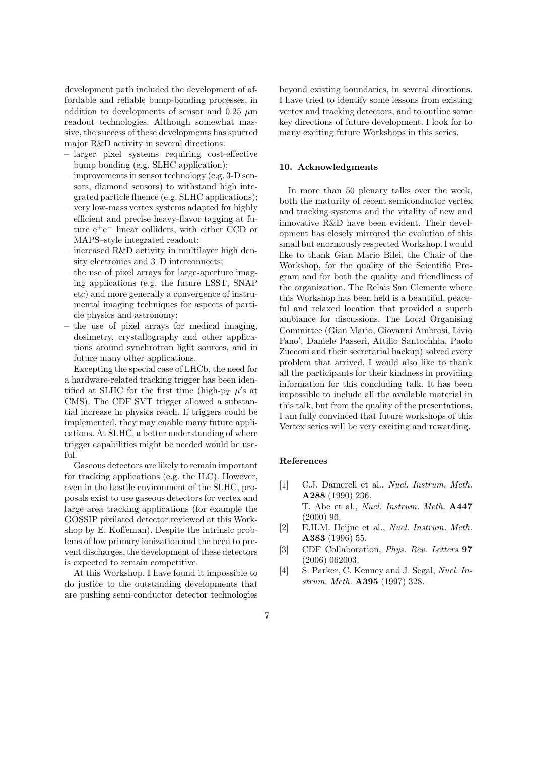development path included the development of affordable and reliable bump-bonding processes, in addition to developments of sensor and 0.25 $\mu$m readout technologies. Although somewhat massive, the success of these developments has spurred major R&D activity in several directions:

- larger pixel systems requiring cost-effective bump bonding (e.g. SLHC application);
- improvements in sensor technology (e.g. 3-D sensors, diamond sensors) to withstand high integrated particle fluence (e.g. SLHC applications);
- very low-mass vertex systems adapted for highly efficient and precise heavy-flavor tagging at future $e^+e^-$ linear colliders, with either CCD or MAPS–style integrated readout;
- increased R&D activity in multilayer high density electronics and 3–D interconnects;
- the use of pixel arrays for large-aperture imaging applications (e.g. the future LSST, SNAP etc) and more generally a convergence of instrumental imaging techniques for aspects of particle physics and astronomy;
- the use of pixel arrays for medical imaging, dosimetry, crystallography and other applications around synchrotron light sources, and in future many other applications.

Excepting the special case of LHCb, the need for a hardware-related tracking trigger has been identified at SLHC for the first time (high-$p_T$ $\mu$'s at CMS). The CDF SVT trigger allowed a substantial increase in physics reach. If triggers could be implemented, they may enable many future applications. At SLHC, a better understanding of where trigger capabilities might be needed would be useful.

Gaseous detectors are likely to remain important for tracking applications (e.g. the ILC). However, even in the hostile environment of the SLHC, proposals exist to use gaseous detectors for vertex and large area tracking applications (for example the GOSSIP pixilated detector reviewed at this Workshop by E. Koffeman). Despite the intrinsic problems of low primary ionization and the need to prevent discharges, the development of these detectors is expected to remain competitive.

At this Workshop, I have found it impossible to do justice to the outstanding developments that are pushing semi-conductor detector technologies beyond existing boundaries, in several directions. I have tried to identify some lessons from existing vertex and tracking detectors, and to outline some key directions of future development. I look for to many exciting future Workshops in this series.

## 10. Acknowledgments

In more than 50 plenary talks over the week, both the maturity of recent semiconductor vertex and tracking systems and the vitality of new and innovative R&D have been evident. Their development has closely mirrored the evolution of this small but enormously respected Workshop. I would like to thank Gian Mario Bilei, the Chair of the Workshop, for the quality of the Scientific Program and for both the quality and friendliness of the organization. The Relais San Clemente where this Workshop has been held is a beautiful, peaceful and relaxed location that provided a superb ambiance for discussions. The Local Organising Committee (Gian Mario, Giovanni Ambrosi, Livio Fano′, Daniele Passeri, Attilio Santochhia, Paolo Zucconi and their secretarial backup) solved every problem that arrived. I would also like to thank all the participants for their kindness in providing information for this concluding talk. It has been impossible to include all the available material in this talk, but from the quality of the presentations, I am fully convinced that future workshops of this Vertex series will be very exciting and rewarding.

## References

[1] C.J. Damerell et al., *Nucl. Instrum. Meth.* **A288** (1990) 236.
T. Abe et al., *Nucl. Instrum. Meth.* **A447** (2000) 90.

[2] E.H.M. Heijne et al., *Nucl. Instrum. Meth.* **A383** (1996) 55.

[3] CDF Collaboration, *Phys. Rev. Letters* **97** (2006) 062003.

[4] S. Parker, C. Kenney and J. Segal, *Nucl. Instrum. Meth.* **A395** (1997) 328.